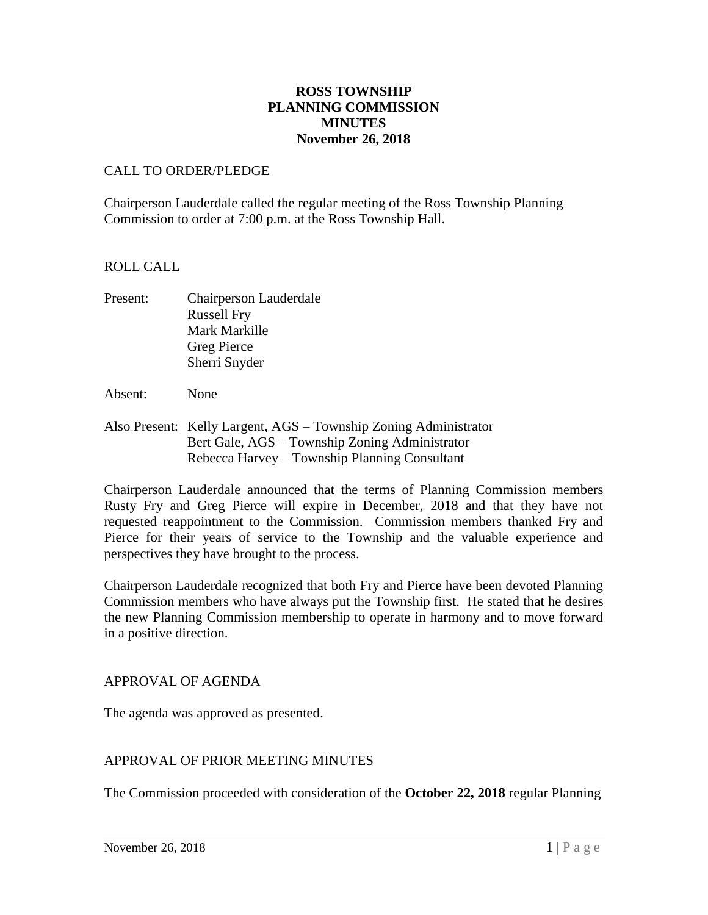**ROSS TOWNSHIP**
**PLANNING COMMISSION**
**MINUTES**
**November 26, 2018**

CALL TO ORDER/PLEDGE

Chairperson Lauderdale called the regular meeting of the Ross Township Planning Commission to order at 7:00 p.m. at the Ross Township Hall.

ROLL CALL

Present: Chairperson Lauderdale
Russell Fry
Mark Markille
Greg Pierce
Sherri Snyder

Absent: None

Also Present: Kelly Largent, AGS – Township Zoning Administrator
Bert Gale, AGS – Township Zoning Administrator
Rebecca Harvey – Township Planning Consultant

Chairperson Lauderdale announced that the terms of Planning Commission members Rusty Fry and Greg Pierce will expire in December, 2018 and that they have not requested reappointment to the Commission. Commission members thanked Fry and Pierce for their years of service to the Township and the valuable experience and perspectives they have brought to the process.

Chairperson Lauderdale recognized that both Fry and Pierce have been devoted Planning Commission members who have always put the Township first. He stated that he desires the new Planning Commission membership to operate in harmony and to move forward in a positive direction.

APPROVAL OF AGENDA

The agenda was approved as presented.

APPROVAL OF PRIOR MEETING MINUTES

The Commission proceeded with consideration of the **October 22, 2018** regular Planning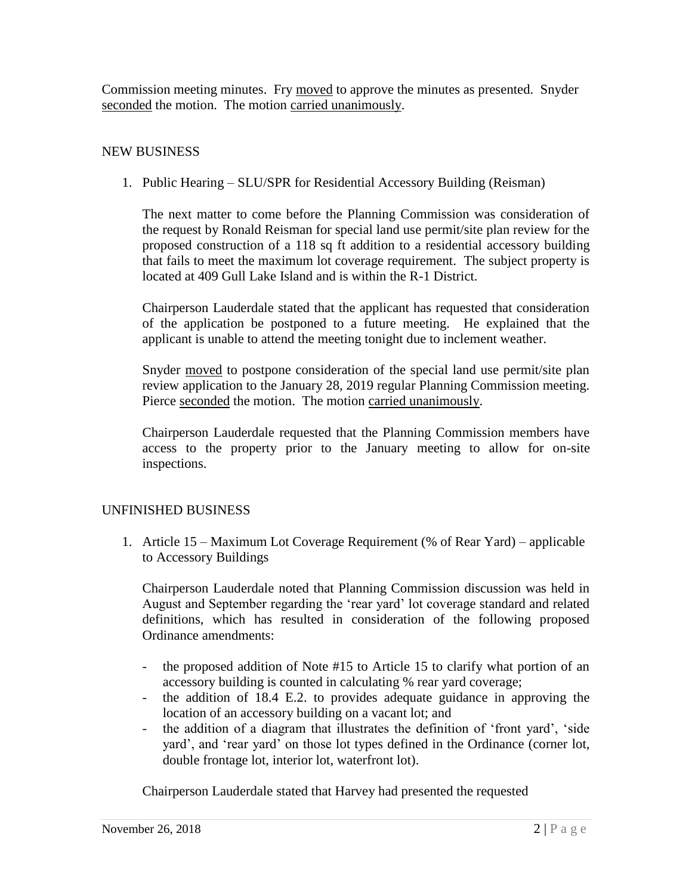Commission meeting minutes. Fry moved to approve the minutes as presented. Snyder seconded the motion. The motion carried unanimously.

## NEW BUSINESS

1. Public Hearing – SLU/SPR for Residential Accessory Building (Reisman)

   The next matter to come before the Planning Commission was consideration of the request by Ronald Reisman for special land use permit/site plan review for the proposed construction of a 118 sq ft addition to a residential accessory building that fails to meet the maximum lot coverage requirement. The subject property is located at 409 Gull Lake Island and is within the R-1 District.

   Chairperson Lauderdale stated that the applicant has requested that consideration of the application be postponed to a future meeting. He explained that the applicant is unable to attend the meeting tonight due to inclement weather.

   Snyder moved to postpone consideration of the special land use permit/site plan review application to the January 28, 2019 regular Planning Commission meeting. Pierce seconded the motion. The motion carried unanimously.

   Chairperson Lauderdale requested that the Planning Commission members have access to the property prior to the January meeting to allow for on-site inspections.

## UNFINISHED BUSINESS

1. Article 15 – Maximum Lot Coverage Requirement (% of Rear Yard) – applicable to Accessory Buildings

   Chairperson Lauderdale noted that Planning Commission discussion was held in August and September regarding the 'rear yard' lot coverage standard and related definitions, which has resulted in consideration of the following proposed Ordinance amendments:

   - the proposed addition of Note #15 to Article 15 to clarify what portion of an accessory building is counted in calculating % rear yard coverage;
   - the addition of 18.4 E.2. to provides adequate guidance in approving the location of an accessory building on a vacant lot; and
   - the addition of a diagram that illustrates the definition of 'front yard', 'side yard', and 'rear yard' on those lot types defined in the Ordinance (corner lot, double frontage lot, interior lot, waterfront lot).

   Chairperson Lauderdale stated that Harvey had presented the requested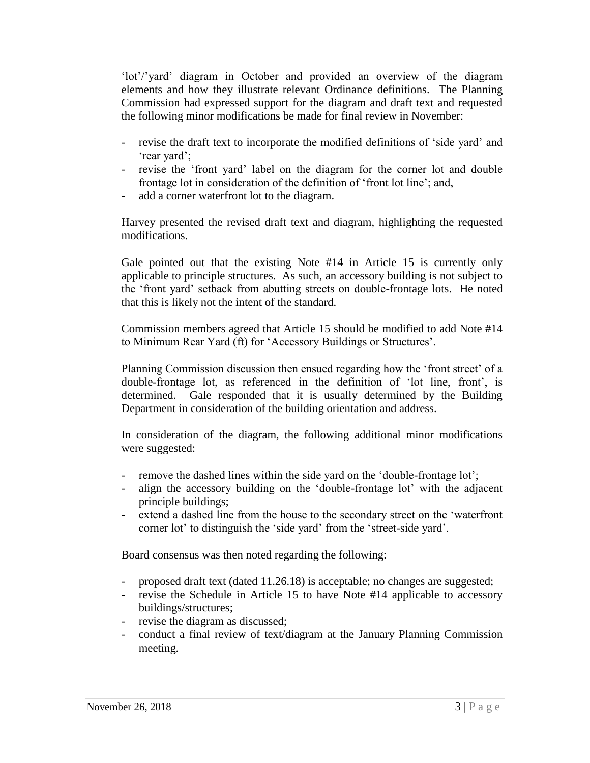'lot'/'yard' diagram in October and provided an overview of the diagram elements and how they illustrate relevant Ordinance definitions. The Planning Commission had expressed support for the diagram and draft text and requested the following minor modifications be made for final review in November:

- revise the draft text to incorporate the modified definitions of 'side yard' and 'rear yard';
- revise the 'front yard' label on the diagram for the corner lot and double frontage lot in consideration of the definition of 'front lot line'; and,
- add a corner waterfront lot to the diagram.

Harvey presented the revised draft text and diagram, highlighting the requested modifications.

Gale pointed out that the existing Note #14 in Article 15 is currently only applicable to principle structures. As such, an accessory building is not subject to the 'front yard' setback from abutting streets on double-frontage lots. He noted that this is likely not the intent of the standard.

Commission members agreed that Article 15 should be modified to add Note #14 to Minimum Rear Yard (ft) for 'Accessory Buildings or Structures'.

Planning Commission discussion then ensued regarding how the 'front street' of a double-frontage lot, as referenced in the definition of 'lot line, front', is determined. Gale responded that it is usually determined by the Building Department in consideration of the building orientation and address.

In consideration of the diagram, the following additional minor modifications were suggested:

- remove the dashed lines within the side yard on the 'double-frontage lot';
- align the accessory building on the 'double-frontage lot' with the adjacent principle buildings;
- extend a dashed line from the house to the secondary street on the 'waterfront corner lot' to distinguish the 'side yard' from the 'street-side yard'.

Board consensus was then noted regarding the following:

- proposed draft text (dated 11.26.18) is acceptable; no changes are suggested;
- revise the Schedule in Article 15 to have Note #14 applicable to accessory buildings/structures;
- revise the diagram as discussed;
- conduct a final review of text/diagram at the January Planning Commission meeting.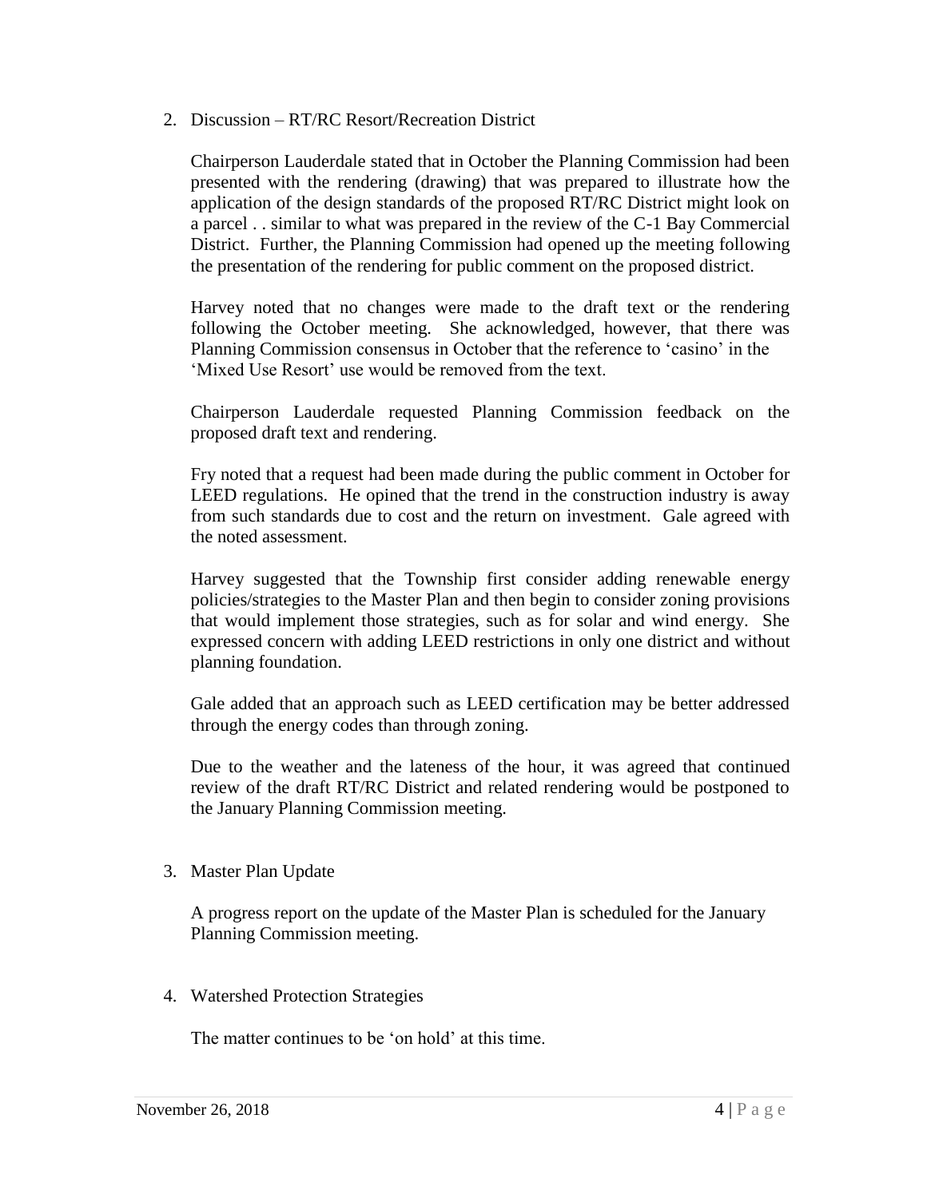2. Discussion – RT/RC Resort/Recreation District

   Chairperson Lauderdale stated that in October the Planning Commission had been presented with the rendering (drawing) that was prepared to illustrate how the application of the design standards of the proposed RT/RC District might look on a parcel . . similar to what was prepared in the review of the C-1 Bay Commercial District. Further, the Planning Commission had opened up the meeting following the presentation of the rendering for public comment on the proposed district.

   Harvey noted that no changes were made to the draft text or the rendering following the October meeting. She acknowledged, however, that there was Planning Commission consensus in October that the reference to 'casino' in the 'Mixed Use Resort' use would be removed from the text.

   Chairperson Lauderdale requested Planning Commission feedback on the proposed draft text and rendering.

   Fry noted that a request had been made during the public comment in October for LEED regulations. He opined that the trend in the construction industry is away from such standards due to cost and the return on investment. Gale agreed with the noted assessment.

   Harvey suggested that the Township first consider adding renewable energy policies/strategies to the Master Plan and then begin to consider zoning provisions that would implement those strategies, such as for solar and wind energy. She expressed concern with adding LEED restrictions in only one district and without planning foundation.

   Gale added that an approach such as LEED certification may be better addressed through the energy codes than through zoning.

   Due to the weather and the lateness of the hour, it was agreed that continued review of the draft RT/RC District and related rendering would be postponed to the January Planning Commission meeting.

3. Master Plan Update

   A progress report on the update of the Master Plan is scheduled for the January Planning Commission meeting.

4. Watershed Protection Strategies

   The matter continues to be 'on hold' at this time.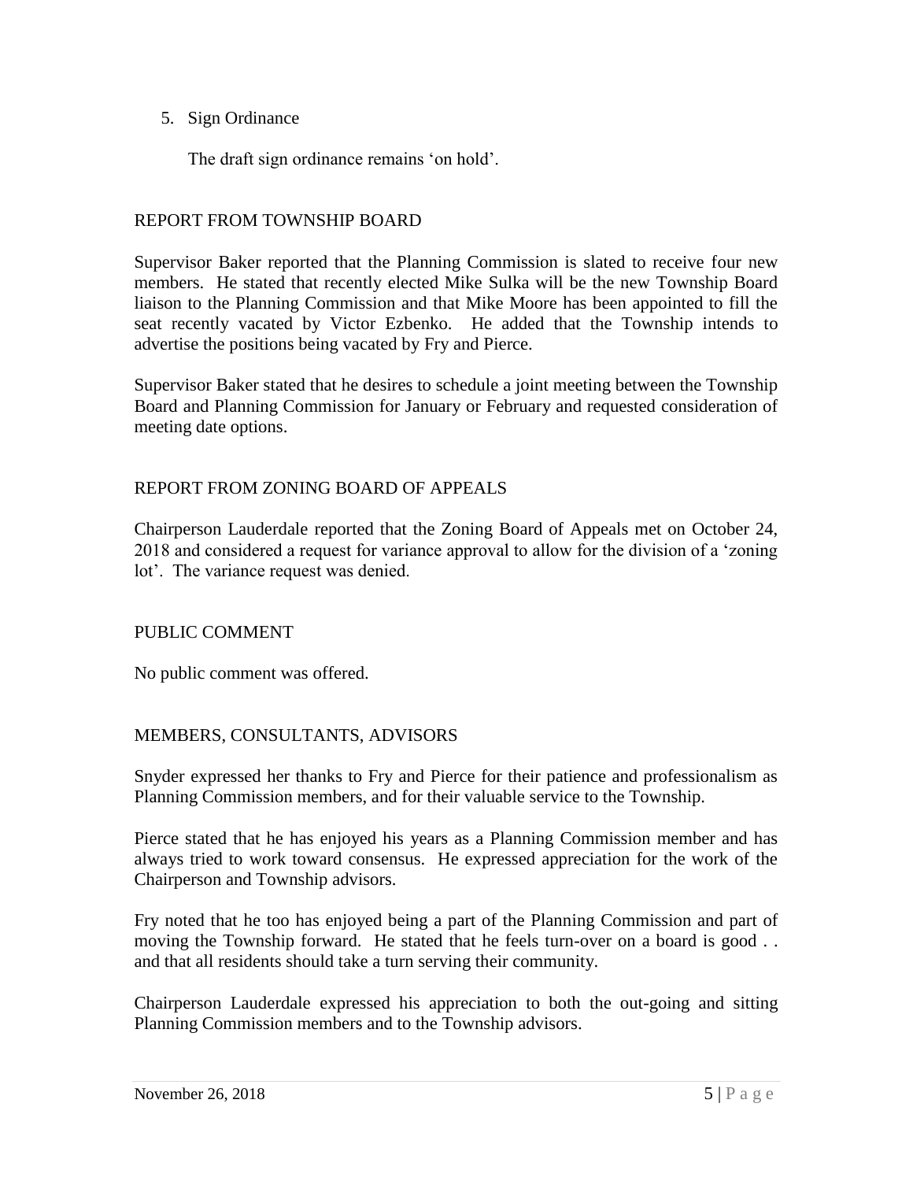5. Sign Ordinance

   The draft sign ordinance remains 'on hold'.

## REPORT FROM TOWNSHIP BOARD

Supervisor Baker reported that the Planning Commission is slated to receive four new members. He stated that recently elected Mike Sulka will be the new Township Board liaison to the Planning Commission and that Mike Moore has been appointed to fill the seat recently vacated by Victor Ezbenko. He added that the Township intends to advertise the positions being vacated by Fry and Pierce.

Supervisor Baker stated that he desires to schedule a joint meeting between the Township Board and Planning Commission for January or February and requested consideration of meeting date options.

## REPORT FROM ZONING BOARD OF APPEALS

Chairperson Lauderdale reported that the Zoning Board of Appeals met on October 24, 2018 and considered a request for variance approval to allow for the division of a 'zoning lot'. The variance request was denied.

## PUBLIC COMMENT

No public comment was offered.

## MEMBERS, CONSULTANTS, ADVISORS

Snyder expressed her thanks to Fry and Pierce for their patience and professionalism as Planning Commission members, and for their valuable service to the Township.

Pierce stated that he has enjoyed his years as a Planning Commission member and has always tried to work toward consensus. He expressed appreciation for the work of the Chairperson and Township advisors.

Fry noted that he too has enjoyed being a part of the Planning Commission and part of moving the Township forward. He stated that he feels turn-over on a board is good . . and that all residents should take a turn serving their community.

Chairperson Lauderdale expressed his appreciation to both the out-going and sitting Planning Commission members and to the Township advisors.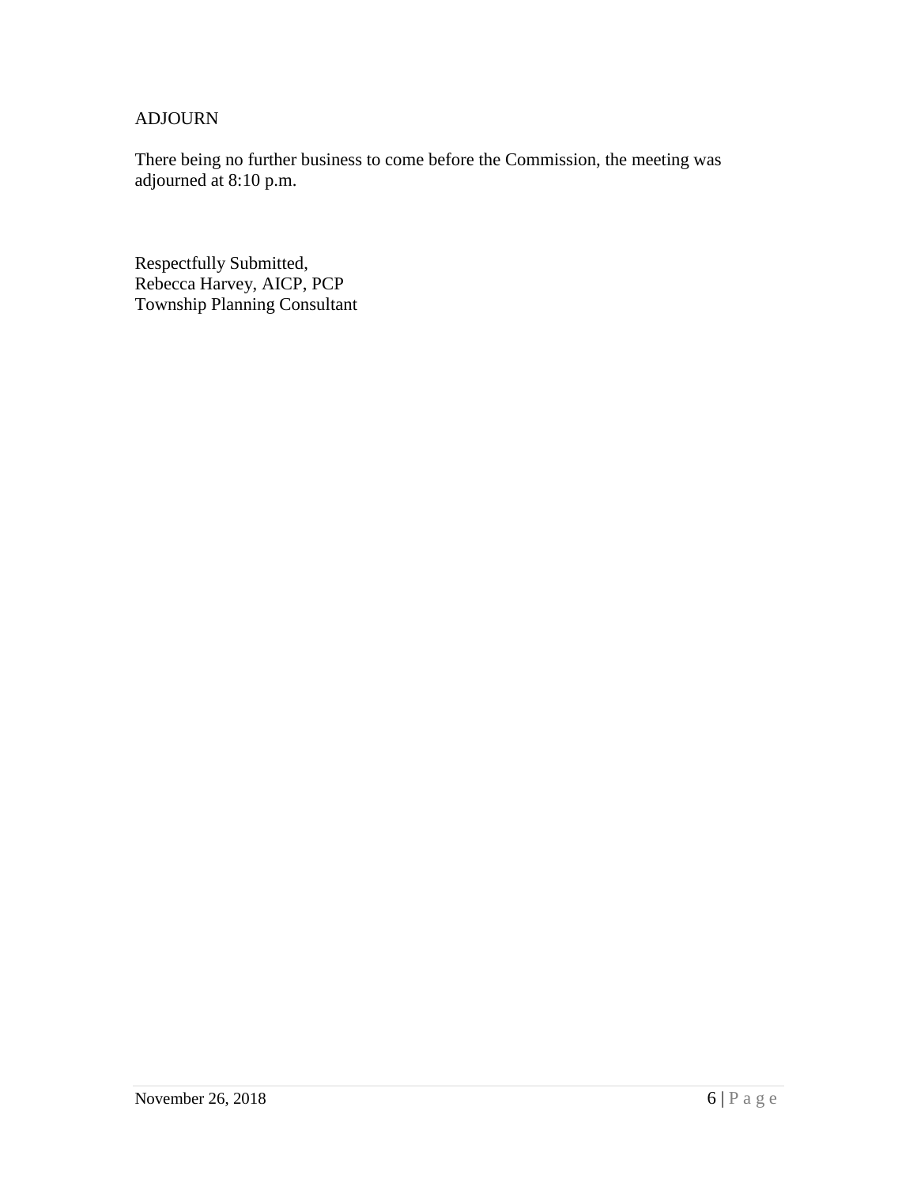ADJOURN

There being no further business to come before the Commission, the meeting was adjourned at 8:10 p.m.

Respectfully Submitted,
Rebecca Harvey, AICP, PCP
Township Planning Consultant